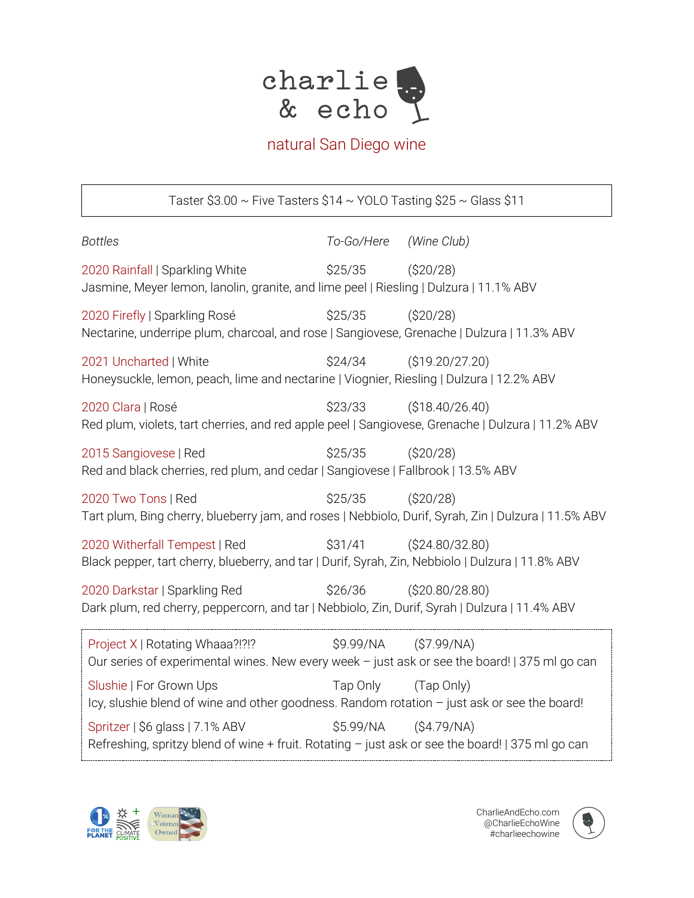# charlie & echo

natural San Diego wine

Taster $3.00 ~ Five Tasters $14 ~ YOLO Tasting $25 ~ Glass $11

| *Bottles* | *To-Go/Here* | *(Wine Club)* |
|---|---|---|
| 2020 Rainfall \| Sparkling White | $25/35 | ($20/28) |
| Jasmine, Meyer lemon, lanolin, granite, and lime peel \| Riesling \| Dulzura \| 11.1% ABV | | |
| 2020 Firefly \| Sparkling Rosé | $25/35 | ($20/28) |
| Nectarine, underripe plum, charcoal, and rose \| Sangiovese, Grenache \| Dulzura \| 11.3% ABV | | |
| 2021 Uncharted \| White | $24/34 | ($19.20/27.20) |
| Honeysuckle, lemon, peach, lime and nectarine \| Viognier, Riesling \| Dulzura \| 12.2% ABV | | |
| 2020 Clara \| Rosé | $23/33 | ($18.40/26.40) |
| Red plum, violets, tart cherries, and red apple peel \| Sangiovese, Grenache \| Dulzura \| 11.2% ABV | | |
| 2015 Sangiovese \| Red | $25/35 | ($20/28) |
| Red and black cherries, red plum, and cedar \| Sangiovese \| Fallbrook \| 13.5% ABV | | |
| 2020 Two Tons \| Red | $25/35 | ($20/28) |
| Tart plum, Bing cherry, blueberry jam, and roses \| Nebbiolo, Durif, Syrah, Zin \| Dulzura \| 11.5% ABV | | |
| 2020 Witherfall Tempest \| Red | $31/41 | ($24.80/32.80) |
| Black pepper, tart cherry, blueberry, and tar \| Durif, Syrah, Zin, Nebbiolo \| Dulzura \| 11.8% ABV | | |
| 2020 Darkstar \| Sparkling Red | $26/36 | ($20.80/28.80) |
| Dark plum, red cherry, peppercorn, and tar \| Nebbiolo, Zin, Durif, Syrah \| Dulzura \| 11.4% ABV | | |

| | | |
|---|---|---|
| Project X \| Rotating Whaaa?!?!? | $9.99/NA | ($7.99/NA) |
| Our series of experimental wines. New every week – just ask or see the board! \| 375 ml go can | | |
| Slushie \| For Grown Ups | Tap Only | (Tap Only) |
| Icy, slushie blend of wine and other goodness. Random rotation – just ask or see the board! | | |
| Spritzer \| $6 glass \| 7.1% ABV | $5.99/NA | ($4.79/NA) |
| Refreshing, spritzy blend of wine + fruit. Rotating – just ask or see the board! \| 375 ml go can | | |

1% FOR THE PLANET | CLIMATE POSITIVE | Woman Veteran Owned

CharlieAndEcho.com
@CharlieEchoWine
#charlieechowine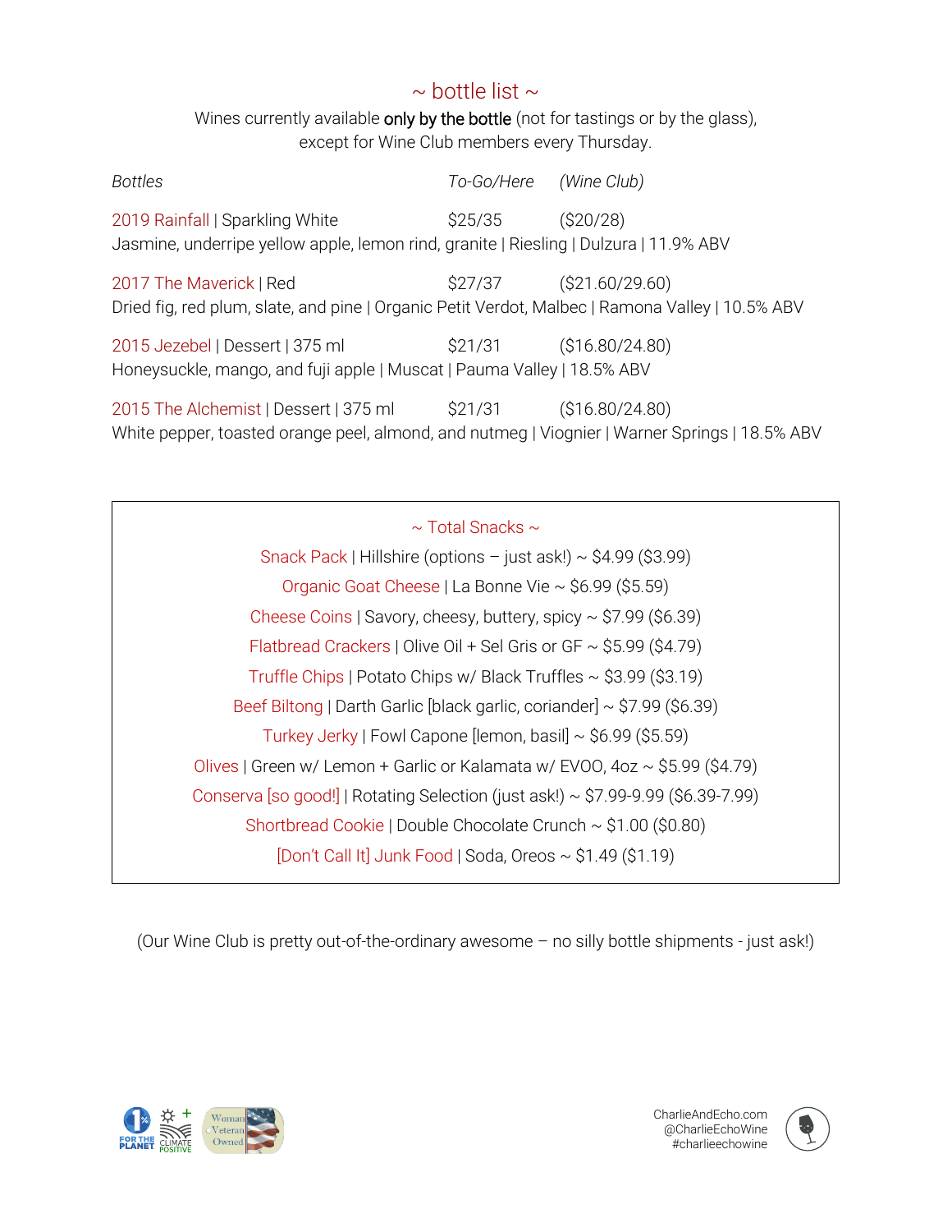## ~ bottle list ~

Wines currently available **only by the bottle** (not for tastings or by the glass), except for Wine Club members every Thursday.

| *Bottles* | *To-Go/Here* | *(Wine Club)* |
|---|---|---|
| 2019 Rainfall \| Sparkling White | $25/35 | ($20/28) |
| Jasmine, underripe yellow apple, lemon rind, granite \| Riesling \| Dulzura \| 11.9% ABV | | |
| 2017 The Maverick \| Red | $27/37 | ($21.60/29.60) |
| Dried fig, red plum, slate, and pine \| Organic Petit Verdot, Malbec \| Ramona Valley \| 10.5% ABV | | |
| 2015 Jezebel \| Dessert \| 375 ml | $21/31 | ($16.80/24.80) |
| Honeysuckle, mango, and fuji apple \| Muscat \| Pauma Valley \| 18.5% ABV | | |
| 2015 The Alchemist \| Dessert \| 375 ml | $21/31 | ($16.80/24.80) |
| White pepper, toasted orange peel, almond, and nutmeg \| Viognier \| Warner Springs \| 18.5% ABV | | |

### ~ Total Snacks ~

Snack Pack | Hillshire (options – just ask!) ~ $4.99 ($3.99)

Organic Goat Cheese | La Bonne Vie ~ $6.99 ($5.59)

Cheese Coins | Savory, cheesy, buttery, spicy ~ $7.99 ($6.39)

Flatbread Crackers | Olive Oil + Sel Gris or GF ~ $5.99 ($4.79)

Truffle Chips | Potato Chips w/ Black Truffles ~ $3.99 ($3.19)

Beef Biltong | Darth Garlic [black garlic, coriander] ~ $7.99 ($6.39)

Turkey Jerky | Fowl Capone [lemon, basil] ~ $6.99 ($5.59)

Olives | Green w/ Lemon + Garlic or Kalamata w/ EVOO, 4oz ~ $5.99 ($4.79)

Conserva [so good!] | Rotating Selection (just ask!) ~ $7.99-9.99 ($6.39-7.99)

Shortbread Cookie | Double Chocolate Crunch ~ $1.00 ($0.80)

[Don't Call It] Junk Food | Soda, Oreos ~ $1.49 ($1.19)

(Our Wine Club is pretty out-of-the-ordinary awesome – no silly bottle shipments - just ask!)

1% FOR THE PLANET | CLIMATE POSITIVE | Woman Veteran Owned

CharlieAndEcho.com
@CharlieEchoWine
#charlieechowine